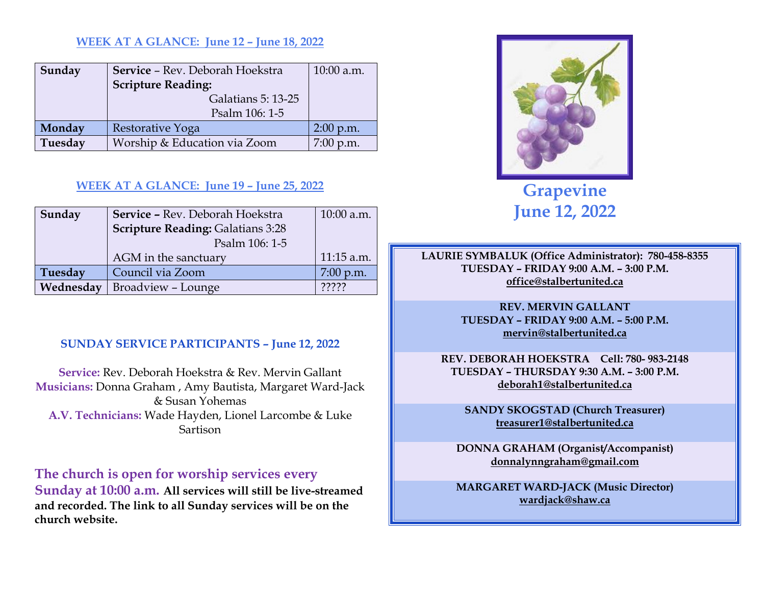## WEEK AT A GLANCE: June 12 – June 18, 2022

| | | |
|---|---|---|
| **Sunday** | **Service** – Rev. Deborah Hoekstra<br>**Scripture Reading:**<br>Galatians 5: 13-25<br>Psalm 106: 1-5 | 10:00 a.m. |
| **Monday** | Restorative Yoga | 2:00 p.m. |
| **Tuesday** | Worship & Education via Zoom | 7:00 p.m. |

## WEEK AT A GLANCE: June 19 – June 25, 2022

| | | |
|---|---|---|
| **Sunday** | **Service –** Rev. Deborah Hoekstra<br>**Scripture Reading:** Galatians 3:28<br>Psalm 106: 1-5<br>AGM in the sanctuary | 10:00 a.m.<br><br><br>11:15 a.m. |
| **Tuesday** | Council via Zoom | 7:00 p.m. |
| **Wednesday** | Broadview – Lounge | ????? |

## SUNDAY SERVICE PARTICIPANTS – June 12, 2022

**Service:** Rev. Deborah Hoekstra & Rev. Mervin Gallant
**Musicians:** Donna Graham , Amy Bautista, Margaret Ward-Jack & Susan Yohemas
**A.V. Technicians:** Wade Hayden, Lionel Larcombe & Luke Sartison

**The church is open for worship services every Sunday at 10:00 a.m. All services will still be live-streamed and recorded. The link to all Sunday services will be on the church website.**

# Grapevine
# June 12, 2022

**LAURIE SYMBALUK (Office Administrator): 780-458-8355**
**TUESDAY – FRIDAY 9:00 A.M. – 3:00 P.M.**
**office@stalbertunited.ca**

**REV. MERVIN GALLANT**
**TUESDAY – FRIDAY 9:00 A.M. – 5:00 P.M.**
**mervin@stalbertunited.ca**

**REV. DEBORAH HOEKSTRA Cell: 780- 983-2148**
**TUESDAY – THURSDAY 9:30 A.M. – 3:00 P.M.**
**deborah1@stalbertunited.ca**

**SANDY SKOGSTAD (Church Treasurer)**
**treasurer1@stalbertunited.ca**

**DONNA GRAHAM (Organist/Accompanist)**
**donnalynngraham@gmail.com**

**MARGARET WARD-JACK (Music Director)**
**wardjack@shaw.ca**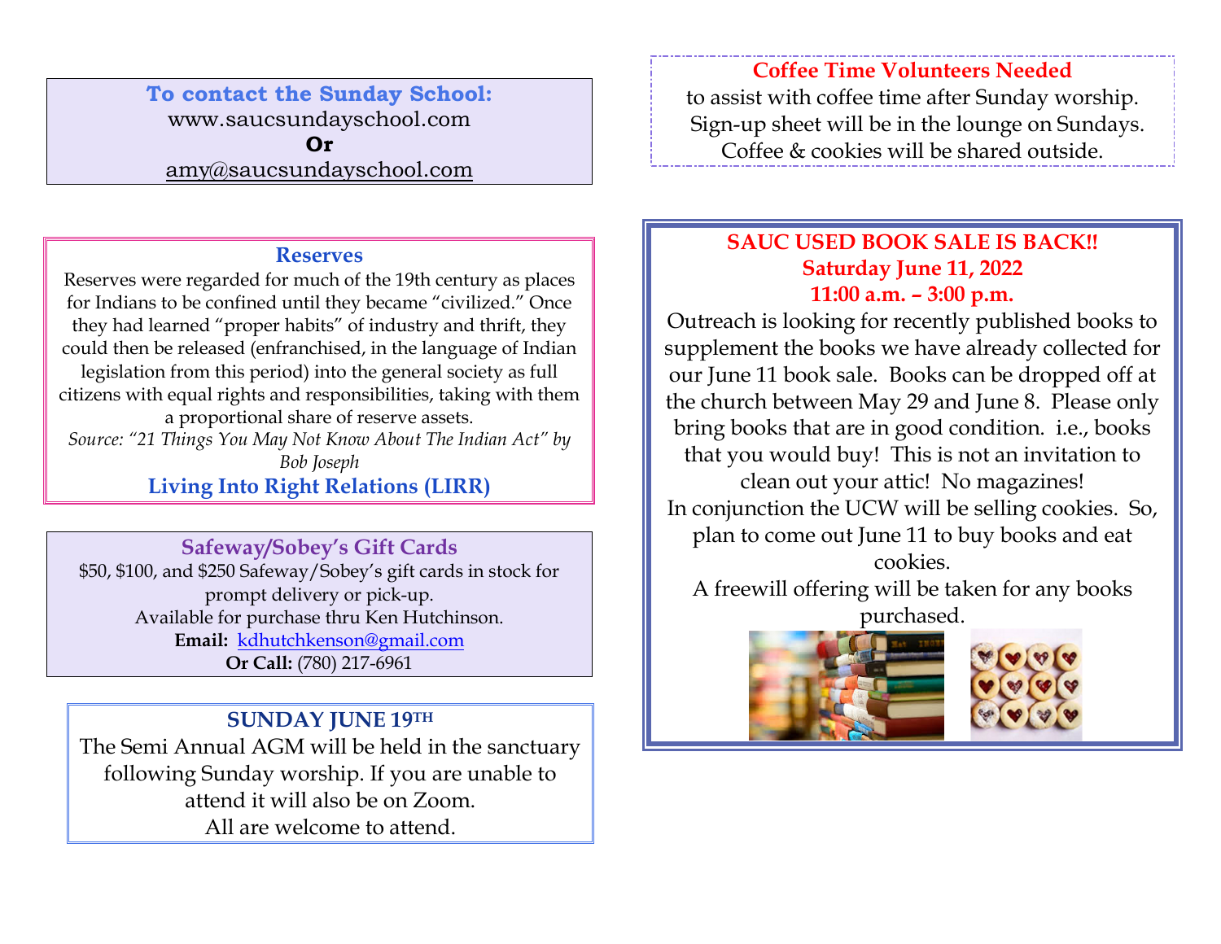**To contact the Sunday School:**
www.saucsundayschool.com
**Or**
amy@saucsundayschool.com

### Reserves

Reserves were regarded for much of the 19th century as places for Indians to be confined until they became "civilized." Once they had learned "proper habits" of industry and thrift, they could then be released (enfranchised, in the language of Indian legislation from this period) into the general society as full citizens with equal rights and responsibilities, taking with them a proportional share of reserve assets.

*Source: "21 Things You May Not Know About The Indian Act" by Bob Joseph*

**Living Into Right Relations (LIRR)**

### Safeway/Sobey's Gift Cards

$50, $100, and $250 Safeway/Sobey's gift cards in stock for prompt delivery or pick-up.
Available for purchase thru Ken Hutchinson.
**Email:** kdhutchkenson@gmail.com
**Or Call:** (780) 217-6961

### SUNDAY JUNE 19TH

The Semi Annual AGM will be held in the sanctuary following Sunday worship. If you are unable to attend it will also be on Zoom.
All are welcome to attend.

### Coffee Time Volunteers Needed

to assist with coffee time after Sunday worship.
Sign-up sheet will be in the lounge on Sundays.
Coffee & cookies will be shared outside.

### SAUC USED BOOK SALE IS BACK!!
**Saturday June 11, 2022**
**11:00 a.m. – 3:00 p.m.**

Outreach is looking for recently published books to supplement the books we have already collected for our June 11 book sale. Books can be dropped off at the church between May 29 and June 8. Please only bring books that are in good condition. i.e., books that you would buy! This is not an invitation to clean out your attic! No magazines!
In conjunction the UCW will be selling cookies. So, plan to come out June 11 to buy books and eat cookies.
A freewill offering will be taken for any books purchased.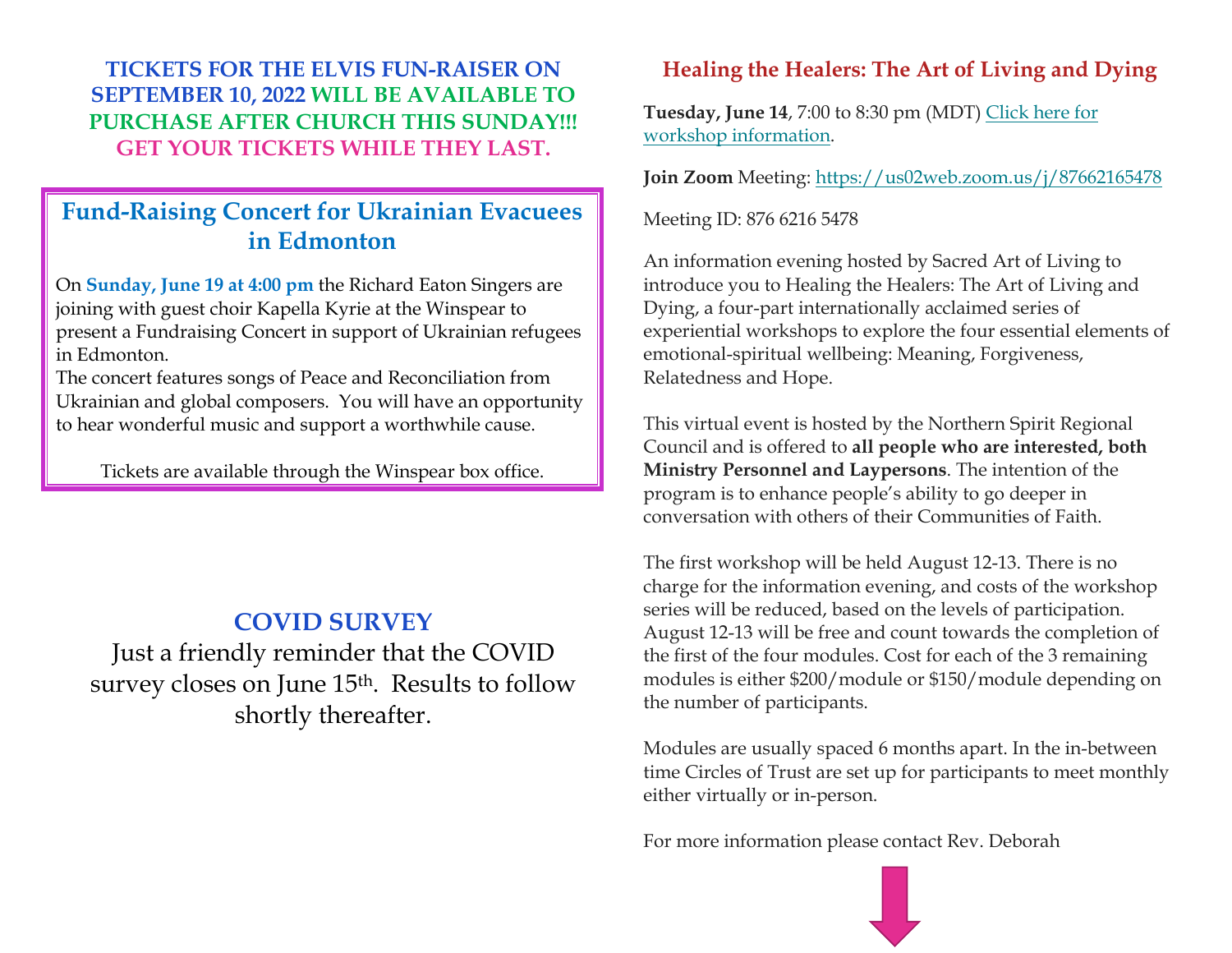**TICKETS FOR THE ELVIS FUN-RAISER ON SEPTEMBER 10, 2022 WILL BE AVAILABLE TO PURCHASE AFTER CHURCH THIS SUNDAY!!! GET YOUR TICKETS WHILE THEY LAST.**

## Fund-Raising Concert for Ukrainian Evacuees in Edmonton

On **Sunday, June 19 at 4:00 pm** the Richard Eaton Singers are joining with guest choir Kapella Kyrie at the Winspear to present a Fundraising Concert in support of Ukrainian refugees in Edmonton.
The concert features songs of Peace and Reconciliation from Ukrainian and global composers. You will have an opportunity to hear wonderful music and support a worthwhile cause.

Tickets are available through the Winspear box office.

## COVID SURVEY

Just a friendly reminder that the COVID survey closes on June 15th. Results to follow shortly thereafter.

## Healing the Healers: The Art of Living and Dying

**Tuesday, June 14**, 7:00 to 8:30 pm (MDT) Click here for workshop information.

**Join Zoom** Meeting: https://us02web.zoom.us/j/87662165478

Meeting ID: 876 6216 5478

An information evening hosted by Sacred Art of Living to introduce you to Healing the Healers: The Art of Living and Dying, a four-part internationally acclaimed series of experiential workshops to explore the four essential elements of emotional-spiritual wellbeing: Meaning, Forgiveness, Relatedness and Hope.

This virtual event is hosted by the Northern Spirit Regional Council and is offered to **all people who are interested, both Ministry Personnel and Laypersons**. The intention of the program is to enhance people's ability to go deeper in conversation with others of their Communities of Faith.

The first workshop will be held August 12-13. There is no charge for the information evening, and costs of the workshop series will be reduced, based on the levels of participation. August 12-13 will be free and count towards the completion of the first of the four modules. Cost for each of the 3 remaining modules is either $200/module or $150/module depending on the number of participants.

Modules are usually spaced 6 months apart. In the in-between time Circles of Trust are set up for participants to meet monthly either virtually or in-person.

For more information please contact Rev. Deborah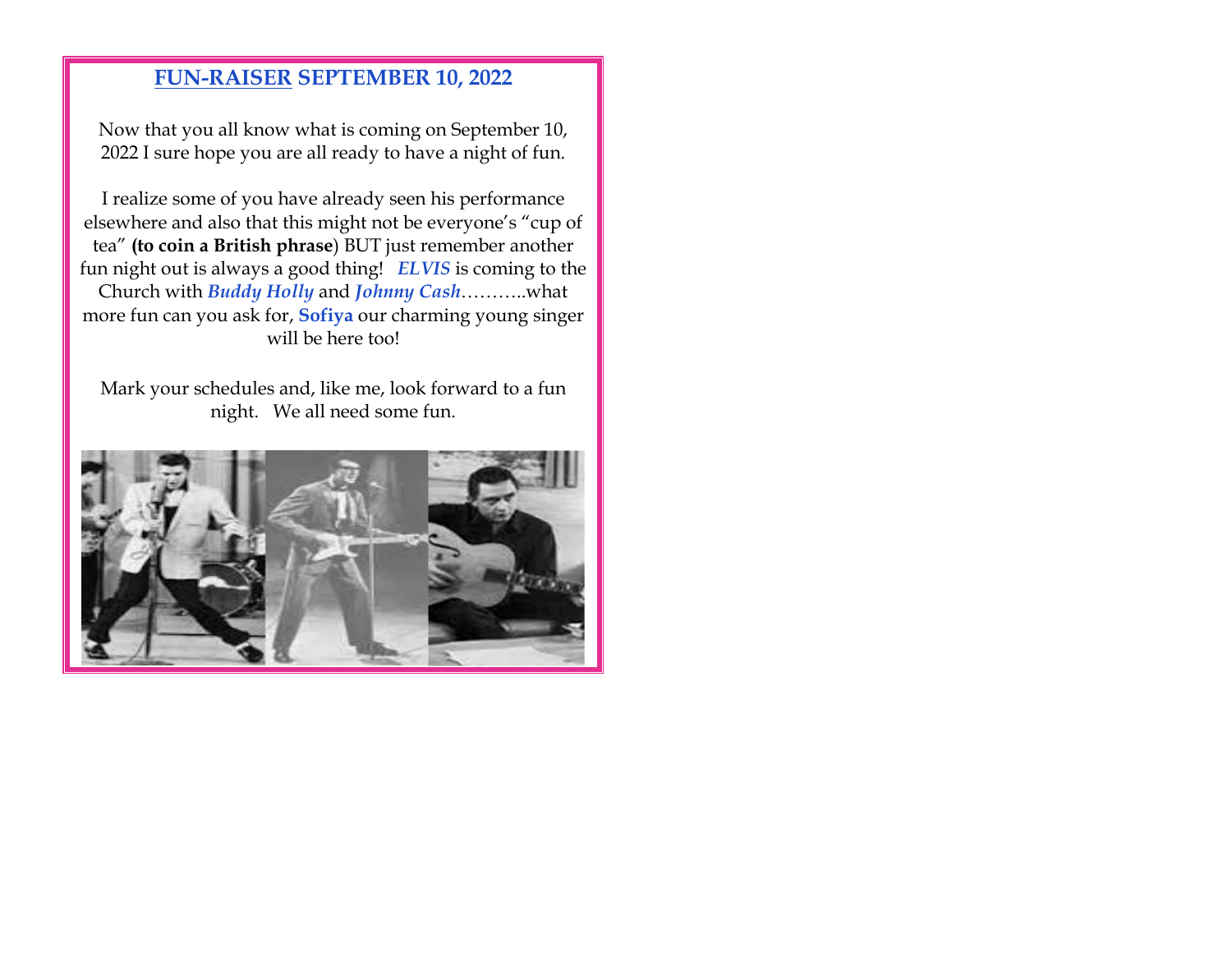## FUN-RAISER SEPTEMBER 10, 2022

Now that you all know what is coming on September 10, 2022 I sure hope you are all ready to have a night of fun.

I realize some of you have already seen his performance elsewhere and also that this might not be everyone's "cup of tea" **(to coin a British phrase**) BUT just remember another fun night out is always a good thing! ***ELVIS*** is coming to the Church with ***Buddy Holly*** and ***Johnny Cash***………..what more fun can you ask for, **Sofiya** our charming young singer will be here too!

Mark your schedules and, like me, look forward to a fun night. We all need some fun.